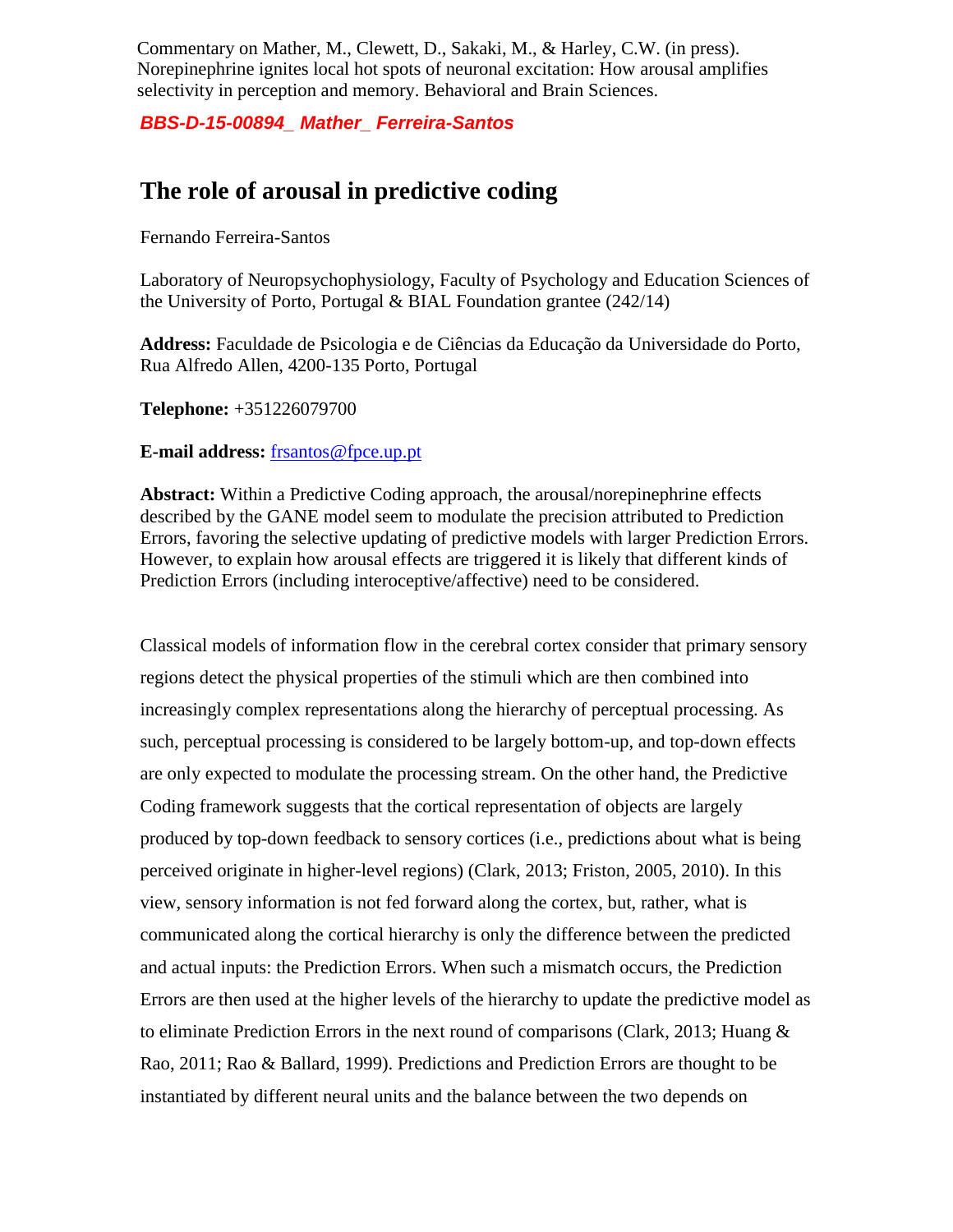Commentary on Mather, M., Clewett, D., Sakaki, M., & Harley, C.W. (in press). Norepinephrine ignites local hot spots of neuronal excitation: How arousal amplifies selectivity in perception and memory. Behavioral and Brain Sciences.

***BBS-D-15-00894_ Mather_ Ferreira-Santos***

# The role of arousal in predictive coding

Fernando Ferreira-Santos

Laboratory of Neuropsychophysiology, Faculty of Psychology and Education Sciences of the University of Porto, Portugal & BIAL Foundation grantee (242/14)

**Address:** Faculdade de Psicologia e de Ciências da Educação da Universidade do Porto, Rua Alfredo Allen, 4200-135 Porto, Portugal

**Telephone:** +351226079700

**E-mail address:** frsantos@fpce.up.pt

**Abstract:** Within a Predictive Coding approach, the arousal/norepinephrine effects described by the GANE model seem to modulate the precision attributed to Prediction Errors, favoring the selective updating of predictive models with larger Prediction Errors. However, to explain how arousal effects are triggered it is likely that different kinds of Prediction Errors (including interoceptive/affective) need to be considered.

Classical models of information flow in the cerebral cortex consider that primary sensory regions detect the physical properties of the stimuli which are then combined into increasingly complex representations along the hierarchy of perceptual processing. As such, perceptual processing is considered to be largely bottom-up, and top-down effects are only expected to modulate the processing stream. On the other hand, the Predictive Coding framework suggests that the cortical representation of objects are largely produced by top-down feedback to sensory cortices (i.e., predictions about what is being perceived originate in higher-level regions) (Clark, 2013; Friston, 2005, 2010). In this view, sensory information is not fed forward along the cortex, but, rather, what is communicated along the cortical hierarchy is only the difference between the predicted and actual inputs: the Prediction Errors. When such a mismatch occurs, the Prediction Errors are then used at the higher levels of the hierarchy to update the predictive model as to eliminate Prediction Errors in the next round of comparisons (Clark, 2013; Huang & Rao, 2011; Rao & Ballard, 1999). Predictions and Prediction Errors are thought to be instantiated by different neural units and the balance between the two depends on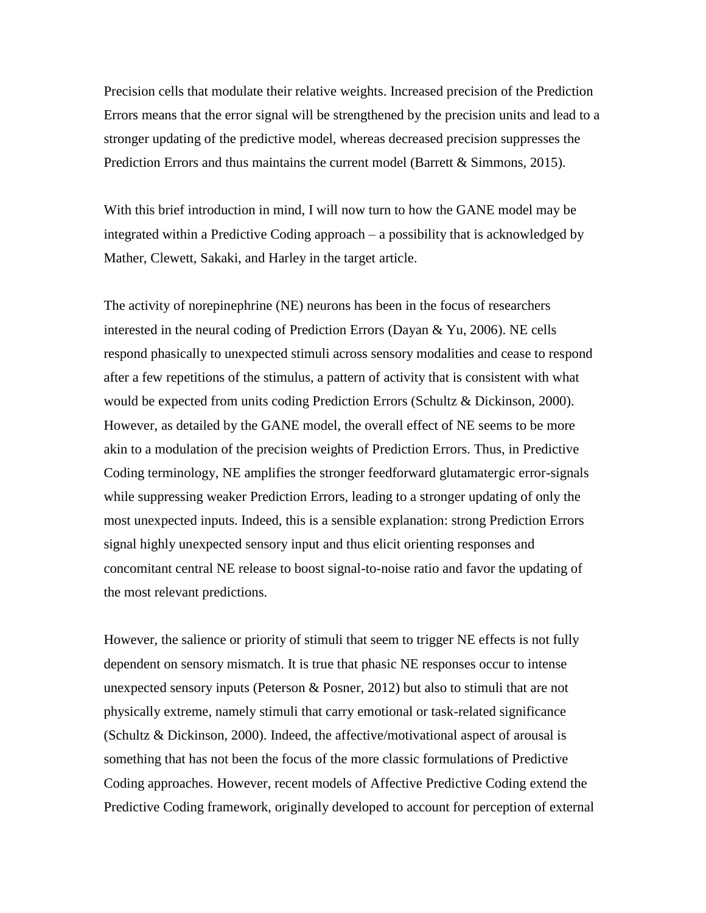Precision cells that modulate their relative weights. Increased precision of the Prediction Errors means that the error signal will be strengthened by the precision units and lead to a stronger updating of the predictive model, whereas decreased precision suppresses the Prediction Errors and thus maintains the current model (Barrett & Simmons, 2015).

With this brief introduction in mind, I will now turn to how the GANE model may be integrated within a Predictive Coding approach – a possibility that is acknowledged by Mather, Clewett, Sakaki, and Harley in the target article.

The activity of norepinephrine (NE) neurons has been in the focus of researchers interested in the neural coding of Prediction Errors (Dayan & Yu, 2006). NE cells respond phasically to unexpected stimuli across sensory modalities and cease to respond after a few repetitions of the stimulus, a pattern of activity that is consistent with what would be expected from units coding Prediction Errors (Schultz & Dickinson, 2000). However, as detailed by the GANE model, the overall effect of NE seems to be more akin to a modulation of the precision weights of Prediction Errors. Thus, in Predictive Coding terminology, NE amplifies the stronger feedforward glutamatergic error-signals while suppressing weaker Prediction Errors, leading to a stronger updating of only the most unexpected inputs. Indeed, this is a sensible explanation: strong Prediction Errors signal highly unexpected sensory input and thus elicit orienting responses and concomitant central NE release to boost signal-to-noise ratio and favor the updating of the most relevant predictions.

However, the salience or priority of stimuli that seem to trigger NE effects is not fully dependent on sensory mismatch. It is true that phasic NE responses occur to intense unexpected sensory inputs (Peterson & Posner, 2012) but also to stimuli that are not physically extreme, namely stimuli that carry emotional or task-related significance (Schultz & Dickinson, 2000). Indeed, the affective/motivational aspect of arousal is something that has not been the focus of the more classic formulations of Predictive Coding approaches. However, recent models of Affective Predictive Coding extend the Predictive Coding framework, originally developed to account for perception of external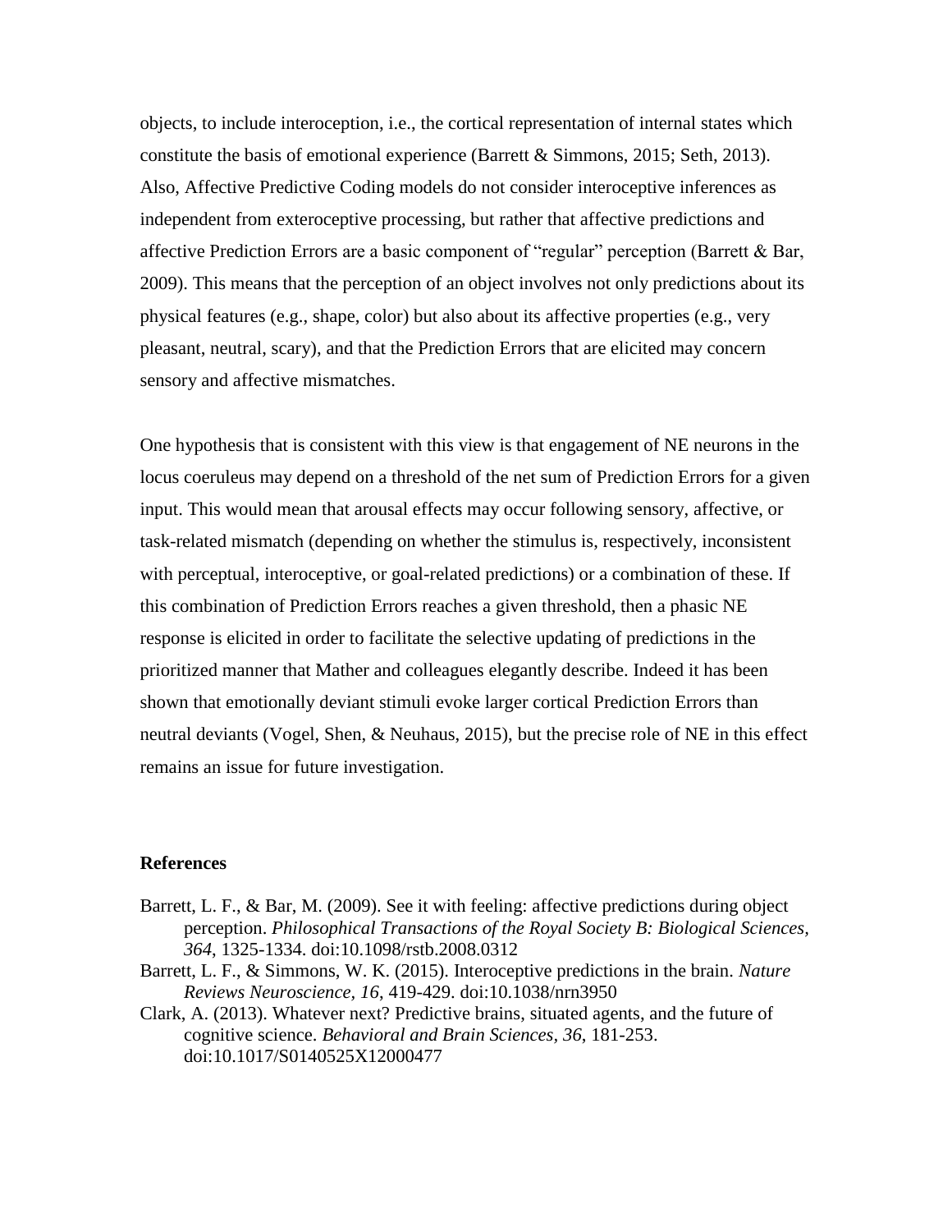objects, to include interoception, i.e., the cortical representation of internal states which constitute the basis of emotional experience (Barrett & Simmons, 2015; Seth, 2013). Also, Affective Predictive Coding models do not consider interoceptive inferences as independent from exteroceptive processing, but rather that affective predictions and affective Prediction Errors are a basic component of "regular" perception (Barrett & Bar, 2009). This means that the perception of an object involves not only predictions about its physical features (e.g., shape, color) but also about its affective properties (e.g., very pleasant, neutral, scary), and that the Prediction Errors that are elicited may concern sensory and affective mismatches.

One hypothesis that is consistent with this view is that engagement of NE neurons in the locus coeruleus may depend on a threshold of the net sum of Prediction Errors for a given input. This would mean that arousal effects may occur following sensory, affective, or task-related mismatch (depending on whether the stimulus is, respectively, inconsistent with perceptual, interoceptive, or goal-related predictions) or a combination of these. If this combination of Prediction Errors reaches a given threshold, then a phasic NE response is elicited in order to facilitate the selective updating of predictions in the prioritized manner that Mather and colleagues elegantly describe. Indeed it has been shown that emotionally deviant stimuli evoke larger cortical Prediction Errors than neutral deviants (Vogel, Shen, & Neuhaus, 2015), but the precise role of NE in this effect remains an issue for future investigation.

### References

Barrett, L. F., & Bar, M. (2009). See it with feeling: affective predictions during object perception. *Philosophical Transactions of the Royal Society B: Biological Sciences, 364*, 1325-1334. doi:10.1098/rstb.2008.0312

Barrett, L. F., & Simmons, W. K. (2015). Interoceptive predictions in the brain. *Nature Reviews Neuroscience, 16*, 419-429. doi:10.1038/nrn3950

Clark, A. (2013). Whatever next? Predictive brains, situated agents, and the future of cognitive science. *Behavioral and Brain Sciences, 36*, 181-253. doi:10.1017/S0140525X12000477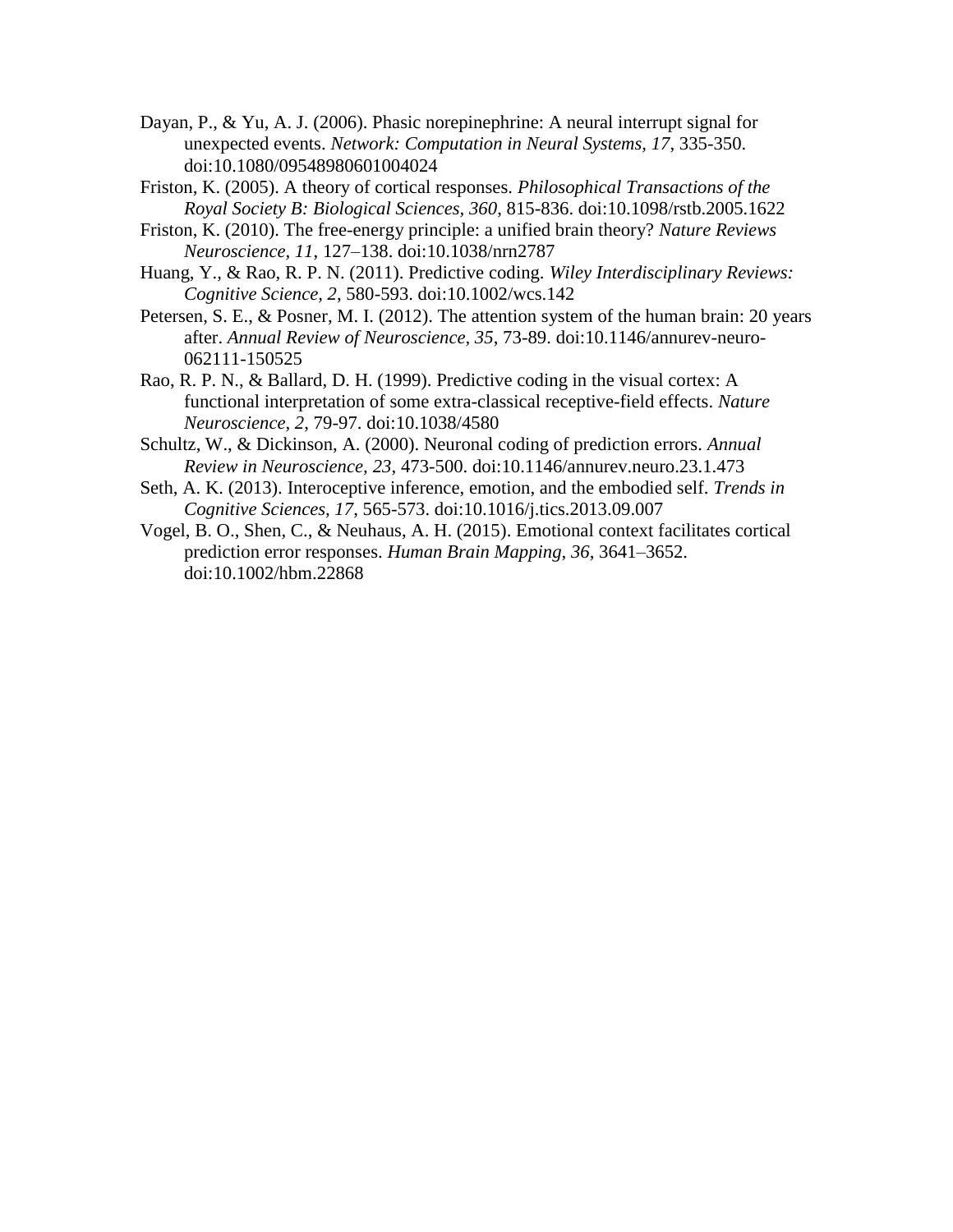Dayan, P., & Yu, A. J. (2006). Phasic norepinephrine: A neural interrupt signal for unexpected events. *Network: Computation in Neural Systems*, *17*, 335-350. doi:10.1080/09548980601004024

Friston, K. (2005). A theory of cortical responses. *Philosophical Transactions of the Royal Society B: Biological Sciences*, *360*, 815-836. doi:10.1098/rstb.2005.1622

Friston, K. (2010). The free-energy principle: a unified brain theory? *Nature Reviews Neuroscience, 11*, 127–138. doi:10.1038/nrn2787

Huang, Y., & Rao, R. P. N. (2011). Predictive coding. *Wiley Interdisciplinary Reviews: Cognitive Science, 2*, 580-593. doi:10.1002/wcs.142

Petersen, S. E., & Posner, M. I. (2012). The attention system of the human brain: 20 years after. *Annual Review of Neuroscience, 35*, 73-89. doi:10.1146/annurev-neuro-062111-150525

Rao, R. P. N., & Ballard, D. H. (1999). Predictive coding in the visual cortex: A functional interpretation of some extra-classical receptive-field effects. *Nature Neuroscience, 2*, 79-97. doi:10.1038/4580

Schultz, W., & Dickinson, A. (2000). Neuronal coding of prediction errors. *Annual Review in Neuroscience, 23*, 473-500. doi:10.1146/annurev.neuro.23.1.473

Seth, A. K. (2013). Interoceptive inference, emotion, and the embodied self. *Trends in Cognitive Sciences, 17*, 565-573. doi:10.1016/j.tics.2013.09.007

Vogel, B. O., Shen, C., & Neuhaus, A. H. (2015). Emotional context facilitates cortical prediction error responses. *Human Brain Mapping, 36*, 3641–3652. doi:10.1002/hbm.22868